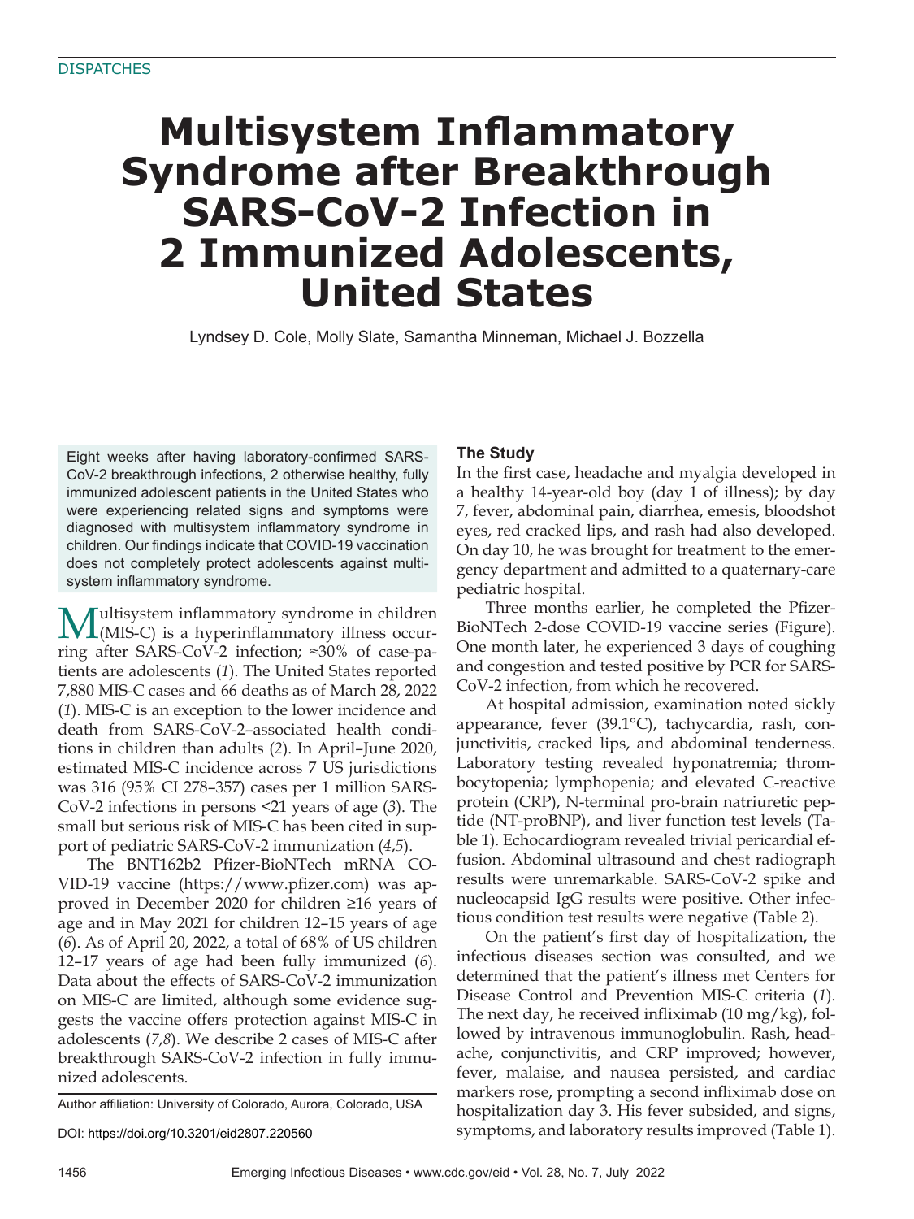DISPATCHES

# Multisystem Inflammatory Syndrome after Breakthrough SARS-CoV-2 Infection in 2 Immunized Adolescents, United States

Lyndsey D. Cole, Molly Slate, Samantha Minneman, Michael J. Bozzella

Eight weeks after having laboratory-confirmed SARS-CoV-2 breakthrough infections, 2 otherwise healthy, fully immunized adolescent patients in the United States who were experiencing related signs and symptoms were diagnosed with multisystem inflammatory syndrome in children. Our findings indicate that COVID-19 vaccination does not completely protect adolescents against multisystem inflammatory syndrome.

Multisystem inflammatory syndrome in children (MIS-C) is a hyperinflammatory illness occurring after SARS-CoV-2 infection; ≈30% of case-patients are adolescents (*1*). The United States reported 7,880 MIS-C cases and 66 deaths as of March 28, 2022 (*1*). MIS-C is an exception to the lower incidence and death from SARS-CoV-2–associated health conditions in children than adults (*2*). In April–June 2020, estimated MIS-C incidence across 7 US jurisdictions was 316 (95% CI 278–357) cases per 1 million SARS-CoV-2 infections in persons <21 years of age (*3*). The small but serious risk of MIS-C has been cited in support of pediatric SARS-CoV-2 immunization (*4*,*5*).

The BNT162b2 Pfizer-BioNTech mRNA COVID-19 vaccine (https://www.pfizer.com) was approved in December 2020 for children ≥16 years of age and in May 2021 for children 12–15 years of age (*6*). As of April 20, 2022, a total of 68% of US children 12–17 years of age had been fully immunized (*6*). Data about the effects of SARS-CoV-2 immunization on MIS-C are limited, although some evidence suggests the vaccine offers protection against MIS-C in adolescents (*7*,*8*). We describe 2 cases of MIS-C after breakthrough SARS-CoV-2 infection in fully immunized adolescents.

Author affiliation: University of Colorado, Aurora, Colorado, USA

DOI: https://doi.org/10.3201/eid2807.220560

## The Study

In the first case, headache and myalgia developed in a healthy 14-year-old boy (day 1 of illness); by day 7, fever, abdominal pain, diarrhea, emesis, bloodshot eyes, red cracked lips, and rash had also developed. On day 10, he was brought for treatment to the emergency department and admitted to a quaternary-care pediatric hospital.

Three months earlier, he completed the Pfizer-BioNTech 2-dose COVID-19 vaccine series (Figure). One month later, he experienced 3 days of coughing and congestion and tested positive by PCR for SARS-CoV-2 infection, from which he recovered.

At hospital admission, examination noted sickly appearance, fever (39.1°C), tachycardia, rash, conjunctivitis, cracked lips, and abdominal tenderness. Laboratory testing revealed hyponatremia; thrombocytopenia; lymphopenia; and elevated C-reactive protein (CRP), N-terminal pro-brain natriuretic peptide (NT-proBNP), and liver function test levels (Table 1). Echocardiogram revealed trivial pericardial effusion. Abdominal ultrasound and chest radiograph results were unremarkable. SARS-CoV-2 spike and nucleocapsid IgG results were positive. Other infectious condition test results were negative (Table 2).

On the patient's first day of hospitalization, the infectious diseases section was consulted, and we determined that the patient's illness met Centers for Disease Control and Prevention MIS-C criteria (*1*). The next day, he received infliximab (10 mg/kg), followed by intravenous immunoglobulin. Rash, headache, conjunctivitis, and CRP improved; however, fever, malaise, and nausea persisted, and cardiac markers rose, prompting a second infliximab dose on hospitalization day 3. His fever subsided, and signs, symptoms, and laboratory results improved (Table 1).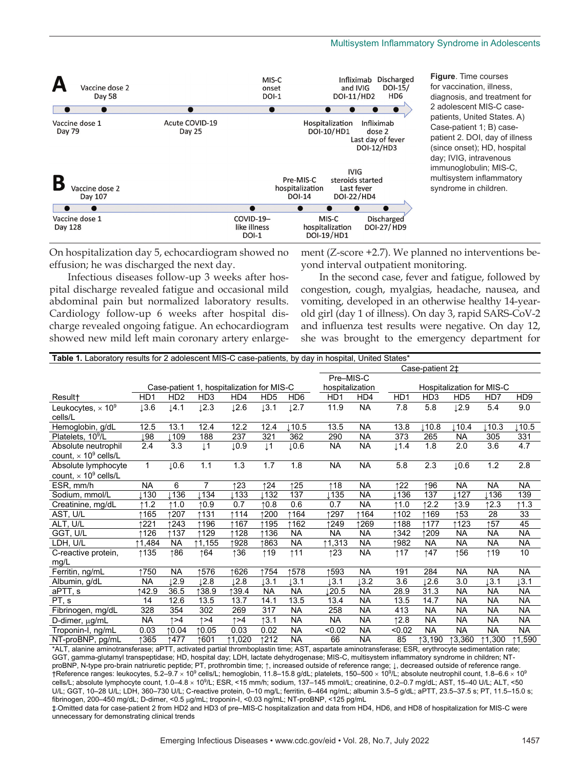**Figure**. Time courses for vaccination, illness, diagnosis, and treatment for 2 adolescent MIS-C case-patients, United States. A) Case-patient 1; B) case-patient 2. DOI, day of illness (since onset); HD, hospital day; IVIG, intravenous immunoglobulin; MIS-C, multisystem inflammatory syndrome in children.

On hospitalization day 5, echocardiogram showed no effusion; he was discharged the next day.

Infectious diseases follow-up 3 weeks after hospital discharge revealed fatigue and occasional mild abdominal pain but normalized laboratory results. Cardiology follow-up 6 weeks after hospital discharge revealed ongoing fatigue. An echocardiogram showed new mild left main coronary artery enlargement (Z-score +2.7). We planned no interventions beyond interval outpatient monitoring.

In the second case, fever and fatigue, followed by congestion, cough, myalgias, headache, nausea, and vomiting, developed in an otherwise healthy 14-year-old girl (day 1 of illness). On day 3, rapid SARS-CoV-2 and influenza test results were negative. On day 12, she was brought to the emergency department for

**Table 1.** Laboratory results for 2 adolescent MIS-C case-patients, by day in hospital, United States*

| | Case-patient 1, hospitalization for MIS-C | | | | | | Case-patient 2‡ | | | | | | |
|---|---|---|---|---|---|---|---|---|---|---|---|---|---|
| | | | | | | | Pre–MIS-C hospitalization | | Hospitalization for MIS-C | | | | |
| Result† | HD1 | HD2 | HD3 | HD4 | HD5 | HD6 | HD1 | HD4 | HD1 | HD3 | HD5 | HD7 | HD9 |
| Leukocytes, × $10^9$ cells/L | ↓3.6 | ↓4.1 | ↓2.3 | ↓2.6 | ↓3.1 | ↓2.7 | 11.9 | NA | 7.8 | 5.8 | ↓2.9 | 5.4 | 9.0 |
| Hemoglobin, g/dL | 12.5 | 13.1 | 12.4 | 12.2 | 12.4 | ↓10.5 | 13.5 | NA | 13.8 | ↓10.8 | ↓10.4 | ↓10.3 | ↓10.5 |
| Platelets, $10^9$/L | ↓98 | ↓109 | 188 | 237 | 321 | 362 | 290 | NA | 373 | 265 | NA | 305 | 331 |
| Absolute neutrophil count, × $10^9$ cells/L | 2.4 | 3.3 | ↓1 | ↓0.9 | ↓1 | ↓0.6 | NA | NA | ↓1.4 | 1.8 | 2.0 | 3.6 | 4.7 |
| Absolute lymphocyte count, × $10^9$ cells/L | 1 | ↓0.6 | 1.1 | 1.3 | 1.7 | 1.8 | NA | NA | 5.8 | 2.3 | ↓0.6 | 1.2 | 2.8 |
| ESR, mm/h | NA | 6 | 7 | ↑23 | ↑24 | ↑25 | ↑18 | NA | ↑22 | ↑96 | NA | NA | NA |
| Sodium, mmol/L | ↓130 | ↓136 | ↓134 | ↓133 | ↓132 | 137 | ↓135 | NA | ↓136 | 137 | ↓127 | ↓136 | 139 |
| Creatinine, mg/dL | ↑1.2 | ↑1.0 | ↑0.9 | 0.7 | ↑0.8 | 0.6 | 0.7 | NA | ↑1.0 | ↑2.2 | ↑3.9 | ↑2.3 | ↑1.3 |
| AST, U/L | ↑165 | ↑207 | ↑131 | ↑114 | ↑200 | ↑164 | ↑297 | ↑164 | ↑102 | ↑169 | ↑53 | 28 | 33 |
| ALT, U/L | ↑221 | ↑243 | ↑196 | ↑167 | ↑195 | ↑162 | ↑249 | ↑269 | ↑188 | ↑177 | ↑123 | ↑57 | 45 |
| GGT, U/L | ↑126 | ↑137 | ↑129 | ↑128 | ↑136 | NA | NA | NA | ↑342 | ↑209 | NA | NA | NA |
| LDH, U/L | ↑1,484 | NA | ↑1,155 | ↑928 | ↑863 | NA | ↑1,313 | NA | ↑982 | NA | NA | NA | NA |
| C-reactive protein, mg/L | ↑135 | ↑86 | ↑64 | ↑36 | ↑19 | ↑11 | ↑23 | NA | ↑17 | ↑47 | ↑56 | ↑19 | 10 |
| Ferritin, ng/mL | ↑750 | NA | ↑576 | ↑626 | ↑754 | ↑578 | ↑593 | NA | 191 | 284 | NA | NA | NA |
| Albumin, g/dL | NA | ↓2.9 | ↓2.8 | ↓2.8 | ↓3.1 | ↓3.1 | ↓3.1 | ↓3.2 | 3.6 | ↓2.6 | 3.0 | ↓3.1 | ↓3.1 |
| aPTT, s | ↑42.9 | 36.5 | ↑38.9 | ↑39.4 | NA | NA | ↓20.5 | NA | 28.9 | 31.3 | NA | NA | NA |
| PT, s | 14 | 12.6 | 13.5 | 13.7 | 14.1 | 13.5 | 13.4 | NA | 13.5 | 14.7 | NA | NA | NA |
| Fibrinogen, mg/dL | 328 | 354 | 302 | 269 | 317 | NA | 258 | NA | 413 | NA | NA | NA | NA |
| D-dimer, μg/mL | NA | ↑>4 | ↑>4 | ↑>4 | ↑3.1 | NA | NA | NA | ↑2.8 | NA | NA | NA | NA |
| Troponin-I, ng/mL | 0.03 | ↑0.04 | ↑0.05 | 0.03 | 0.02 | NA | <0.02 | NA | <0.02 | NA | NA | NA | NA |
| NT-proBNP, pg/mL | ↑365 | ↑477 | ↑601 | ↑1,020 | ↑212 | NA | 66 | NA | 85 | ↑3,190 | ↑3,360 | ↑1,300 | ↑1,590 |

*ALT, alanine aminotransferase; aPTT, activated partial thromboplastin time; AST, aspartate aminotransferase; ESR, erythrocyte sedimentation rate; GGT, gamma-glutamyl transpeptidase; HD, hospital day; LDH, lactate dehydrogenase; MIS-C, multisystem inflammatory syndrome in children; NT-proBNP, N-type pro-brain natriuretic peptide; PT, prothrombin time; ↑, increased outside of reference range; ↓, decreased outside of reference range.
†Reference ranges: leukocytes, 5.2–9.7 × $10^9$ cells/L; hemoglobin, 11.8–15.8 g/dL; platelets, 150–500 × $10^9$/L; absolute neutrophil count, 1.8–6.6 × $10^9$ cells/L; absolute lymphocyte count, 1.0–4.8 × $10^9$/L; ESR, <15 mm/h; sodium, 137–145 mmol/L; creatinine, 0.2–0.7 mg/dL; AST, 15–40 U/L; ALT, <50 U/L; GGT, 10–28 U/L; LDH, 360–730 U/L; C-reactive protein, 0–10 mg/L; ferritin, 6–464 ng/mL; albumin 3.5–5 g/dL; aPTT, 23.5–37.5 s; PT, 11.5–15.0 s; fibrinogen, 200–450 mg/dL; D-dimer, <0.5 μg/mL; troponin-I, <0.03 ng/mL; NT-proBNP, <125 pg/mL
‡Omitted data for case-patient 2 from HD2 and HD3 of pre–MIS-C hospitalization and data from HD4, HD6, and HD8 of hospitalization for MIS-C were unnecessary for demonstrating clinical trends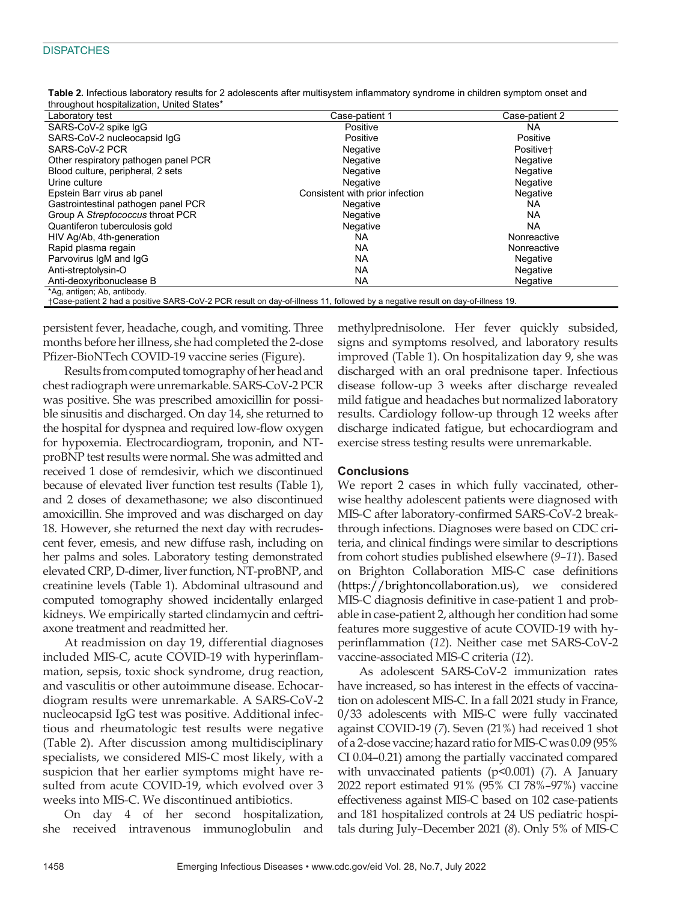**Table 2.** Infectious laboratory results for 2 adolescents after multisystem inflammatory syndrome in children symptom onset and throughout hospitalization, United States*

| Laboratory test | Case-patient 1 | Case-patient 2 |
|---|---|---|
| SARS-CoV-2 spike IgG | Positive | NA |
| SARS-CoV-2 nucleocapsid IgG | Positive | Positive |
| SARS-CoV-2 PCR | Negative | Positive† |
| Other respiratory pathogen panel PCR | Negative | Negative |
| Blood culture, peripheral, 2 sets | Negative | Negative |
| Urine culture | Negative | Negative |
| Epstein Barr virus ab panel | Consistent with prior infection | Negative |
| Gastrointestinal pathogen panel PCR | Negative | NA |
| Group A *Streptococcus* throat PCR | Negative | NA |
| Quantiferon tuberculosis gold | Negative | NA |
| HIV Ag/Ab, 4th-generation | NA | Nonreactive |
| Rapid plasma regain | NA | Nonreactive |
| Parvovirus IgM and IgG | NA | Negative |
| Anti-streptolysin-O | NA | Negative |
| Anti-deoxyribonuclease B | NA | Negative |

*Ag, antigen; Ab, antibody.
†Case-patient 2 had a positive SARS-CoV-2 PCR result on day-of-illness 11, followed by a negative result on day-of-illness 19.

persistent fever, headache, cough, and vomiting. Three months before her illness, she had completed the 2-dose Pfizer-BioNTech COVID-19 vaccine series (Figure).

Results from computed tomography of her head and chest radiograph were unremarkable. SARS-CoV-2 PCR was positive. She was prescribed amoxicillin for possible sinusitis and discharged. On day 14, she returned to the hospital for dyspnea and required low-flow oxygen for hypoxemia. Electrocardiogram, troponin, and NT-proBNP test results were normal. She was admitted and received 1 dose of remdesivir, which we discontinued because of elevated liver function test results (Table 1), and 2 doses of dexamethasone; we also discontinued amoxicillin. She improved and was discharged on day 18. However, she returned the next day with recrudescent fever, emesis, and new diffuse rash, including on her palms and soles. Laboratory testing demonstrated elevated CRP, D-dimer, liver function, NT-proBNP, and creatinine levels (Table 1). Abdominal ultrasound and computed tomography showed incidentally enlarged kidneys. We empirically started clindamycin and ceftriaxone treatment and readmitted her.

At readmission on day 19, differential diagnoses included MIS-C, acute COVID-19 with hyperinflammation, sepsis, toxic shock syndrome, drug reaction, and vasculitis or other autoimmune disease. Echocardiogram results were unremarkable. A SARS-CoV-2 nucleocapsid IgG test was positive. Additional infectious and rheumatologic test results were negative (Table 2). After discussion among multidisciplinary specialists, we considered MIS-C most likely, with a suspicion that her earlier symptoms might have resulted from acute COVID-19, which evolved over 3 weeks into MIS-C. We discontinued antibiotics.

On day 4 of her second hospitalization, she received intravenous immunoglobulin and methylprednisolone. Her fever quickly subsided, signs and symptoms resolved, and laboratory results improved (Table 1). On hospitalization day 9, she was discharged with an oral prednisone taper. Infectious disease follow-up 3 weeks after discharge revealed mild fatigue and headaches but normalized laboratory results. Cardiology follow-up through 12 weeks after discharge indicated fatigue, but echocardiogram and exercise stress testing results were unremarkable.

## Conclusions

We report 2 cases in which fully vaccinated, otherwise healthy adolescent patients were diagnosed with MIS-C after laboratory-confirmed SARS-CoV-2 breakthrough infections. Diagnoses were based on CDC criteria, and clinical findings were similar to descriptions from cohort studies published elsewhere (*9–11*). Based on Brighton Collaboration MIS-C case definitions (https://brightoncollaboration.us), we considered MIS-C diagnosis definitive in case-patient 1 and probable in case-patient 2, although her condition had some features more suggestive of acute COVID-19 with hyperinflammation (*12*). Neither case met SARS-CoV-2 vaccine-associated MIS-C criteria (*12*).

As adolescent SARS-CoV-2 immunization rates have increased, so has interest in the effects of vaccination on adolescent MIS-C. In a fall 2021 study in France, 0/33 adolescents with MIS-C were fully vaccinated against COVID-19 (*7*). Seven (21%) had received 1 shot of a 2-dose vaccine; hazard ratio for MIS-C was 0.09 (95% CI 0.04–0.21) among the partially vaccinated compared with unvaccinated patients ($p<0.001$) (*7*). A January 2022 report estimated 91% (95% CI 78%–97%) vaccine effectiveness against MIS-C based on 102 case-patients and 181 hospitalized controls at 24 US pediatric hospitals during July–December 2021 (*8*). Only 5% of MIS-C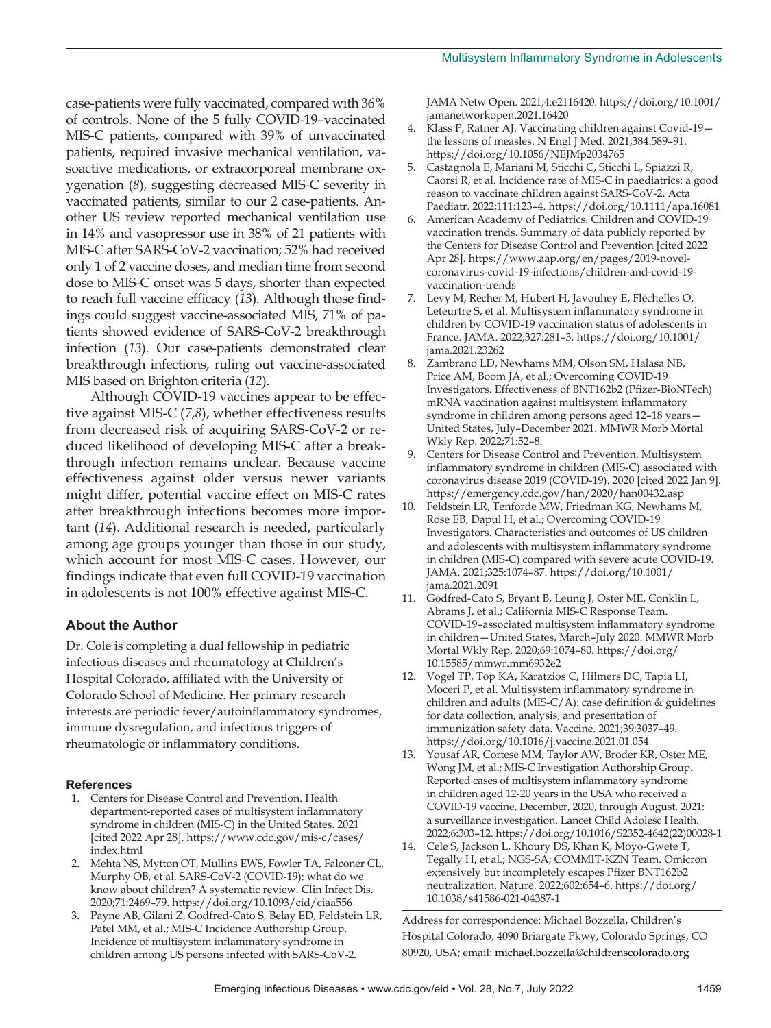case-patients were fully vaccinated, compared with 36% of controls. None of the 5 fully COVID-19–vaccinated MIS-C patients, compared with 39% of unvaccinated patients, required invasive mechanical ventilation, vasoactive medications, or extracorporeal membrane oxygenation (*8*), suggesting decreased MIS-C severity in vaccinated patients, similar to our 2 case-patients. Another US review reported mechanical ventilation use in 14% and vasopressor use in 38% of 21 patients with MIS-C after SARS-CoV-2 vaccination; 52% had received only 1 of 2 vaccine doses, and median time from second dose to MIS-C onset was 5 days, shorter than expected to reach full vaccine efficacy (*13*). Although those findings could suggest vaccine-associated MIS, 71% of patients showed evidence of SARS-CoV-2 breakthrough infection (*13*). Our case-patients demonstrated clear breakthrough infections, ruling out vaccine-associated MIS based on Brighton criteria (*12*).

Although COVID-19 vaccines appear to be effective against MIS-C (*7*,*8*), whether effectiveness results from decreased risk of acquiring SARS-CoV-2 or reduced likelihood of developing MIS-C after a breakthrough infection remains unclear. Because vaccine effectiveness against older versus newer variants might differ, potential vaccine effect on MIS-C rates after breakthrough infections becomes more important (*14*). Additional research is needed, particularly among age groups younger than those in our study, which account for most MIS-C cases. However, our findings indicate that even full COVID-19 vaccination in adolescents is not 100% effective against MIS-C.

## About the Author

Dr. Cole is completing a dual fellowship in pediatric infectious diseases and rheumatology at Children's Hospital Colorado, affiliated with the University of Colorado School of Medicine. Her primary research interests are periodic fever/autoinflammatory syndromes, immune dysregulation, and infectious triggers of rheumatologic or inflammatory conditions.

### References

1. Centers for Disease Control and Prevention. Health department-reported cases of multisystem inflammatory syndrome in children (MIS-C) in the United States. 2021 [cited 2022 Apr 28]. https://www.cdc.gov/mis-c/cases/index.html
2. Mehta NS, Mytton OT, Mullins EWS, Fowler TA, Falconer CL, Murphy OB, et al. SARS-CoV-2 (COVID-19): what do we know about children? A systematic review. Clin Infect Dis. 2020;71:2469–79. https://doi.org/10.1093/cid/ciaa556
3. Payne AB, Gilani Z, Godfred-Cato S, Belay ED, Feldstein LR, Patel MM, et al.; MIS-C Incidence Authorship Group. Incidence of multisystem inflammatory syndrome in children among US persons infected with SARS-CoV-2. JAMA Netw Open. 2021;4:e2116420. https://doi.org/10.1001/jamanetworkopen.2021.16420
4. Klass P, Ratner AJ. Vaccinating children against Covid-19—the lessons of measles. N Engl J Med. 2021;384:589–91. https://doi.org/10.1056/NEJMp2034765
5. Castagnola E, Mariani M, Sticchi C, Sticchi L, Spiazzi R, Caorsi R, et al. Incidence rate of MIS-C in paediatrics: a good reason to vaccinate children against SARS-CoV-2. Acta Paediatr. 2022;111:123–4. https://doi.org/10.1111/apa.16081
6. American Academy of Pediatrics. Children and COVID-19 vaccination trends. Summary of data publicly reported by the Centers for Disease Control and Prevention [cited 2022 Apr 28]. https://www.aap.org/en/pages/2019-novel-coronavirus-covid-19-infections/children-and-covid-19-vaccination-trends
7. Levy M, Recher M, Hubert H, Javouhey E, Fléchelles O, Leteurtre S, et al. Multisystem inflammatory syndrome in children by COVID-19 vaccination status of adolescents in France. JAMA. 2022;327:281–3. https://doi.org/10.1001/jama.2021.23262
8. Zambrano LD, Newhams MM, Olson SM, Halasa NB, Price AM, Boom JA, et al.; Overcoming COVID-19 Investigators. Effectiveness of BNT162b2 (Pfizer-BioNTech) mRNA vaccination against multisystem inflammatory syndrome in children among persons aged 12–18 years—United States, July–December 2021. MMWR Morb Mortal Wkly Rep. 2022;71:52–8.
9. Centers for Disease Control and Prevention. Multisystem inflammatory syndrome in children (MIS-C) associated with coronavirus disease 2019 (COVID-19). 2020 [cited 2022 Jan 9]. https://emergency.cdc.gov/han/2020/han00432.asp
10. Feldstein LR, Tenforde MW, Friedman KG, Newhams M, Rose EB, Dapul H, et al.; Overcoming COVID-19 Investigators. Characteristics and outcomes of US children and adolescents with multisystem inflammatory syndrome in children (MIS-C) compared with severe acute COVID-19. JAMA. 2021;325:1074–87. https://doi.org/10.1001/jama.2021.2091
11. Godfred-Cato S, Bryant B, Leung J, Oster ME, Conklin L, Abrams J, et al.; California MIS-C Response Team. COVID-19–associated multisystem inflammatory syndrome in children—United States, March–July 2020. MMWR Morb Mortal Wkly Rep. 2020;69:1074–80. https://doi.org/10.15585/mmwr.mm6932e2
12. Vogel TP, Top KA, Karatzios C, Hilmers DC, Tapia LI, Moceri P, et al. Multisystem inflammatory syndrome in children and adults (MIS-C/A): case definition & guidelines for data collection, analysis, and presentation of immunization safety data. Vaccine. 2021;39:3037–49. https://doi.org/10.1016/j.vaccine.2021.01.054
13. Yousaf AR, Cortese MM, Taylor AW, Broder KR, Oster ME, Wong JM, et al.; MIS-C Investigation Authorship Group. Reported cases of multisystem inflammatory syndrome in children aged 12-20 years in the USA who received a COVID-19 vaccine, December, 2020, through August, 2021: a surveillance investigation. Lancet Child Adolesc Health. 2022;6:303–12. https://doi.org/10.1016/S2352-4642(22)00028-1
14. Cele S, Jackson L, Khoury DS, Khan K, Moyo-Gwete T, Tegally H, et al.; NGS-SA; COMMIT-KZN Team. Omicron extensively but incompletely escapes Pfizer BNT162b2 neutralization. Nature. 2022;602:654–6. https://doi.org/10.1038/s41586-021-04387-1

Address for correspondence: Michael Bozzella, Children's Hospital Colorado, 4090 Briargate Pkwy, Colorado Springs, CO 80920, USA; email: michael.bozzella@childrenscolorado.org